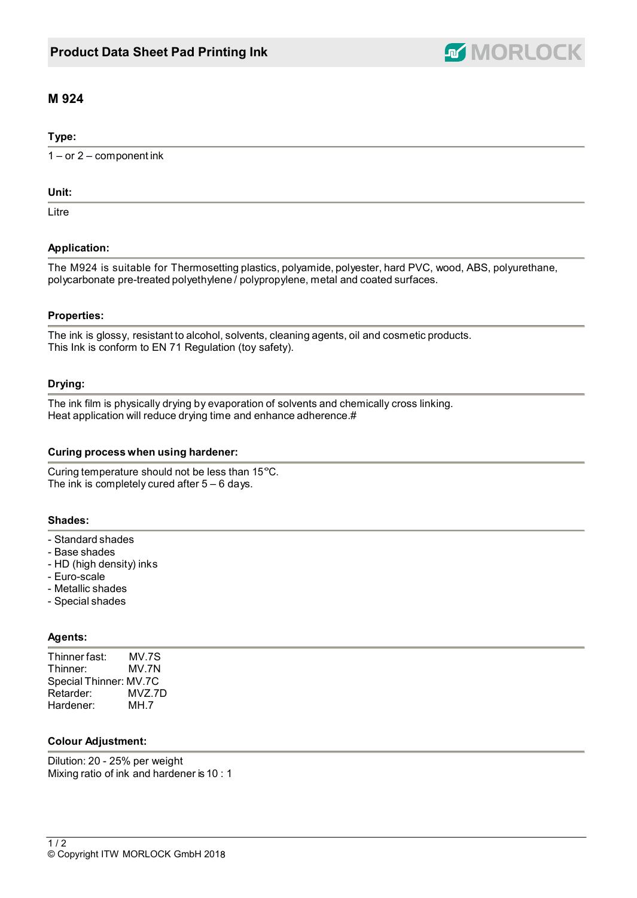# Product Data Sheet Pad Printing Ink

MORLOCK

## M 924

### Type:

1 – or 2 – component ink

### Unit:

Litre

### Application:

The M924 is suitable for Thermosetting plastics, polyamide, polyester, hard PVC, wood, ABS, polyurethane, polycarbonate pre-treated polyethylene / polypropylene, metal and coated surfaces.

### Properties:

The ink is glossy, resistant to alcohol, solvents, cleaning agents, oil and cosmetic products.
This Ink is conform to EN 71 Regulation (toy safety).

### Drying:

The ink film is physically drying by evaporation of solvents and chemically cross linking.
Heat application will reduce drying time and enhance adherence.#

### Curing process when using hardener:

Curing temperature should not be less than 15°C.
The ink is completely cured after 5 – 6 days.

### Shades:

- Standard shades
- Base shades
- HD (high density) inks
- Euro-scale
- Metallic shades
- Special shades

### Agents:

Thinner fast: MV.7S
Thinner: MV.7N
Special Thinner: MV.7C
Retarder: MVZ.7D
Hardener: MH.7

### Colour Adjustment:

Dilution: 20 - 25% per weight
Mixing ratio of ink and hardener is 10 : 1

© Copyright ITW MORLOCK GmbH 2018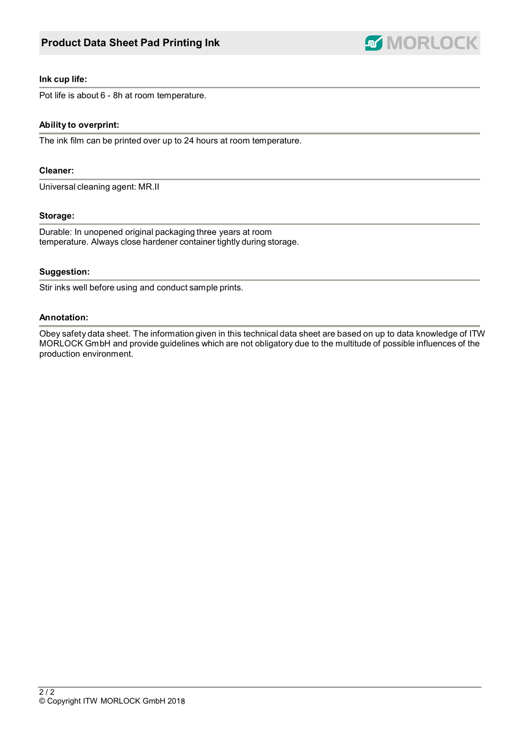#### Ink cup life:

Pot life is about 6 - 8h at room temperature.

#### Ability to overprint:

The ink film can be printed over up to 24 hours at room temperature.

#### Cleaner:

Universal cleaning agent: MR.II

#### Storage:

Durable: In unopened original packaging three years at room temperature. Always close hardener container tightly during storage.

#### Suggestion:

Stir inks well before using and conduct sample prints.

#### Annotation:

Obey safety data sheet. The information given in this technical data sheet are based on up to data knowledge of ITW MORLOCK GmbH and provide guidelines which are not obligatory due to the multitude of possible influences of the production environment.